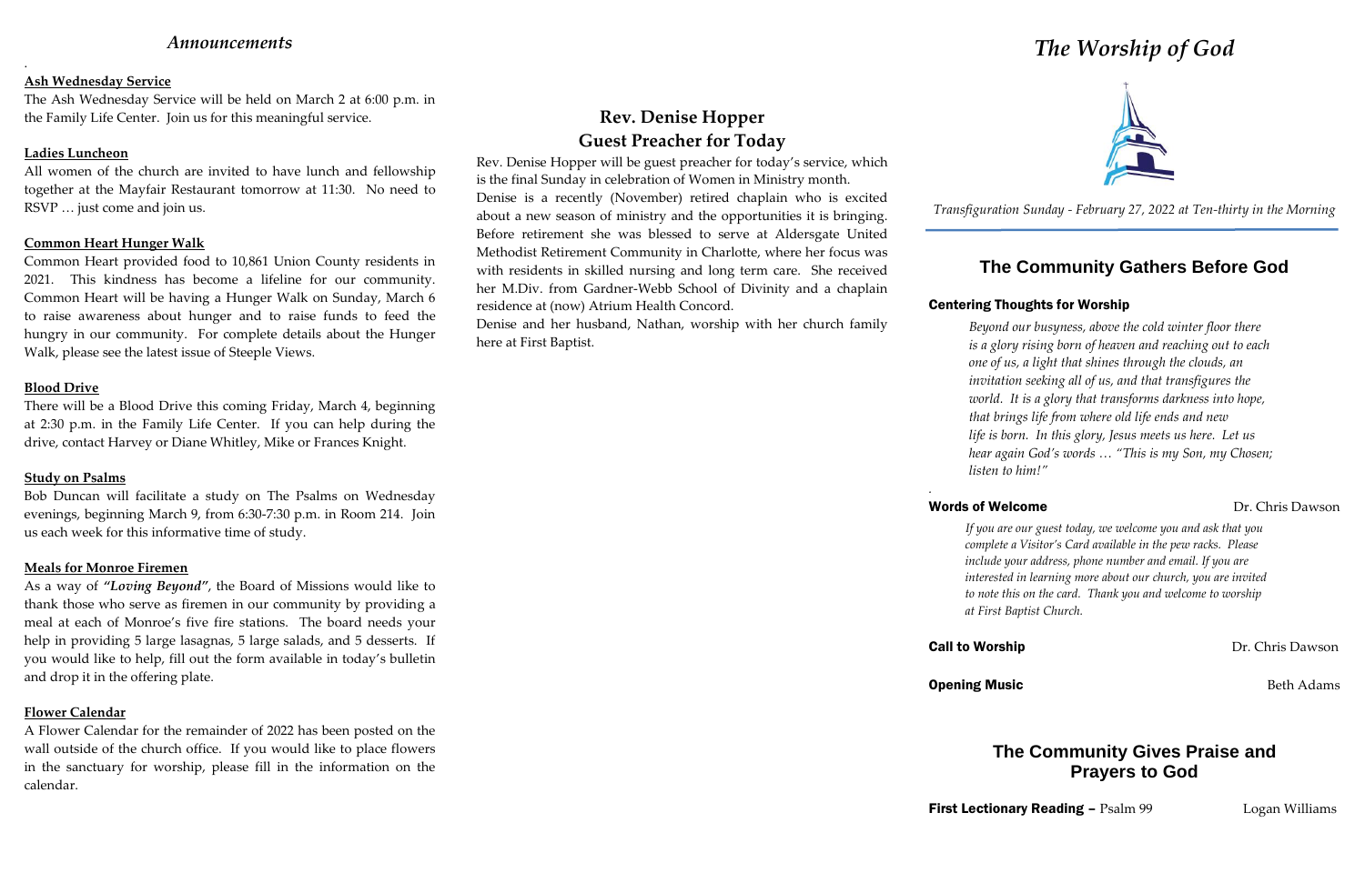## *Announcements*

**Ash Wednesday Service**

The Ash Wednesday Service will be held on March 2 at 6:00 p.m. in the Family Life Center. Join us for this meaningful service.

**Ladies Luncheon**

All women of the church are invited to have lunch and fellowship together at the Mayfair Restaurant tomorrow at 11:30. No need to RSVP … just come and join us.

**Common Heart Hunger Walk**

Common Heart provided food to 10,861 Union County residents in 2021. This kindness has become a lifeline for our community. Common Heart will be having a Hunger Walk on Sunday, March 6 to raise awareness about hunger and to raise funds to feed the hungry in our community. For complete details about the Hunger Walk, please see the latest issue of Steeple Views.

**Blood Drive**

There will be a Blood Drive this coming Friday, March 4, beginning at 2:30 p.m. in the Family Life Center. If you can help during the drive, contact Harvey or Diane Whitley, Mike or Frances Knight.

**Study on Psalms**

Bob Duncan will facilitate a study on The Psalms on Wednesday evenings, beginning March 9, from 6:30-7:30 p.m. in Room 214. Join us each week for this informative time of study.

**Meals for Monroe Firemen**

As a way of ***"Loving Beyond"***, the Board of Missions would like to thank those who serve as firemen in our community by providing a meal at each of Monroe's five fire stations. The board needs your help in providing 5 large lasagnas, 5 large salads, and 5 desserts. If you would like to help, fill out the form available in today's bulletin and drop it in the offering plate.

**Flower Calendar**

A Flower Calendar for the remainder of 2022 has been posted on the wall outside of the church office. If you would like to place flowers in the sanctuary for worship, please fill in the information on the calendar.

## Rev. Denise Hopper
## Guest Preacher for Today

Rev. Denise Hopper will be guest preacher for today's service, which is the final Sunday in celebration of Women in Ministry month.

Denise is a recently (November) retired chaplain who is excited about a new season of ministry and the opportunities it is bringing. Before retirement she was blessed to serve at Aldersgate United Methodist Retirement Community in Charlotte, where her focus was with residents in skilled nursing and long term care. She received her M.Div. from Gardner-Webb School of Divinity and a chaplain residence at (now) Atrium Health Concord.

Denise and her husband, Nathan, worship with her church family here at First Baptist.

# *The Worship of God*

*Transfiguration Sunday - February 27, 2022 at Ten-thirty in the Morning*

## The Community Gathers Before God

**Centering Thoughts for Worship**

*Beyond our busyness, above the cold winter floor there is a glory rising born of heaven and reaching out to each one of us, a light that shines through the clouds, an invitation seeking all of us, and that transfigures the world. It is a glory that transforms darkness into hope, that brings life from where old life ends and new life is born. In this glory, Jesus meets us here. Let us hear again God's words … "This is my Son, my Chosen; listen to him!"*

**Words of Welcome** Dr. Chris Dawson

*If you are our guest today, we welcome you and ask that you complete a Visitor's Card available in the pew racks. Please include your address, phone number and email. If you are interested in learning more about our church, you are invited to note this on the card. Thank you and welcome to worship at First Baptist Church.*

**Call to Worship** Dr. Chris Dawson

**Opening Music** Beth Adams

## The Community Gives Praise and Prayers to God

**First Lectionary Reading –** Psalm 99 Logan Williams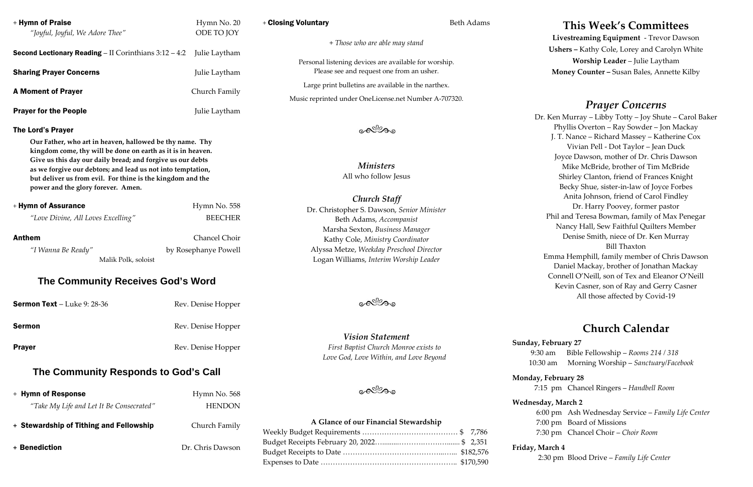+ **Hymn of Praise** Hymn No. 20

*"Joyful, Joyful, We Adore Thee"* ODE TO JOY

**Second Lectionary Reading** – II Corinthians 3:12 – 4:2 Julie Laytham

**Sharing Prayer Concerns** Julie Laytham

**A Moment of Prayer** Church Family

**Prayer for the People** Julie Laytham

**The Lord's Prayer**

**Our Father, who art in heaven, hallowed be thy name. Thy kingdom come, thy will be done on earth as it is in heaven. Give us this day our daily bread; and forgive us our debts as we forgive our debtors; and lead us not into temptation, but deliver us from evil. For thine is the kingdom and the power and the glory forever. Amen.**

+ **Hymn of Assurance** Hymn No. 558

*"Love Divine, All Loves Excelling"* BEECHER

**Anthem** Chancel Choir

*"I Wanna Be Ready"* by Rosephanye Powell

Malik Polk, soloist

## The Community Receives God's Word

**Sermon Text** – Luke 9: 28-36 Rev. Denise Hopper

**Sermon** Rev. Denise Hopper

**Prayer** Rev. Denise Hopper

## The Community Responds to God's Call

+ **Hymn of Response** Hymn No. 568

*"Take My Life and Let It Be Consecrated"* HENDON

+ **Stewardship of Tithing and Fellowship** Church Family

+ **Benediction** Dr. Chris Dawson

+ **Closing Voluntary** Beth Adams

*+ Those who are able may stand*

Personal listening devices are available for worship. Please see and request one from an usher.

Large print bulletins are available in the narthex.

Music reprinted under OneLicense.net Number A-707320.

### *Ministers*

All who follow Jesus

### *Church Staff*

Dr. Christopher S. Dawson, *Senior Minister*
Beth Adams, *Accompanist*
Marsha Sexton, *Business Manager*
Kathy Cole, *Ministry Coordinator*
Alyssa Metze, *Weekday Preschool Director*
Logan Williams, *Interim Worship Leader*

### *Vision Statement*

*First Baptist Church Monroe exists to Love God, Love Within, and Love Beyond*

**A Glance of our Financial Stewardship**

| | |
|---|---|
| Weekly Budget Requirements | $ 7,786 |
| Budget Receipts February 20, 2022 | $ 2,351 |
| Budget Receipts to Date | $182,576 |
| Expenses to Date | $170,590 |

## This Week's Committees

**Livestreaming Equipment** - Trevor Dawson
**Ushers** – Kathy Cole, Lorey and Carolyn White
**Worship Leader** – Julie Laytham
**Money Counter** – Susan Bales, Annette Kilby

## *Prayer Concerns*

Dr. Ken Murray – Libby Totty – Joy Shute – Carol Baker
Phyllis Overton – Ray Sowder – Jon Mackay
J. T. Nance – Richard Massey – Katherine Cox
Vivian Pell - Dot Taylor – Jean Duck
Joyce Dawson, mother of Dr. Chris Dawson
Mike McBride, brother of Tim McBride
Shirley Clanton, friend of Frances Knight
Becky Shue, sister-in-law of Joyce Forbes
Anita Johnson, friend of Carol Findley
Dr. Harry Poovey, former pastor
Phil and Teresa Bowman, family of Max Penegar
Nancy Hall, Sew Faithful Quilters Member
Denise Smith, niece of Dr. Ken Murray
Bill Thaxton
Emma Hemphill, family member of Chris Dawson
Daniel Mackay, brother of Jonathan Mackay
Connell O'Neill, son of Tex and Eleanor O'Neill
Kevin Casner, son of Ray and Gerry Casner
All those affected by Covid-19

## Church Calendar

**Sunday, February 27**
9:30 am Bible Fellowship – *Rooms 214 / 318*
10:30 am Morning Worship – *Sanctuary/Facebook*

**Monday, February 28**
7:15 pm Chancel Ringers – *Handbell Room*

**Wednesday, March 2**
6:00 pm Ash Wednesday Service – *Family Life Center*
7:00 pm Board of Missions
7:30 pm Chancel Choir – *Choir Room*

**Friday, March 4**
2:30 pm Blood Drive – *Family Life Center*